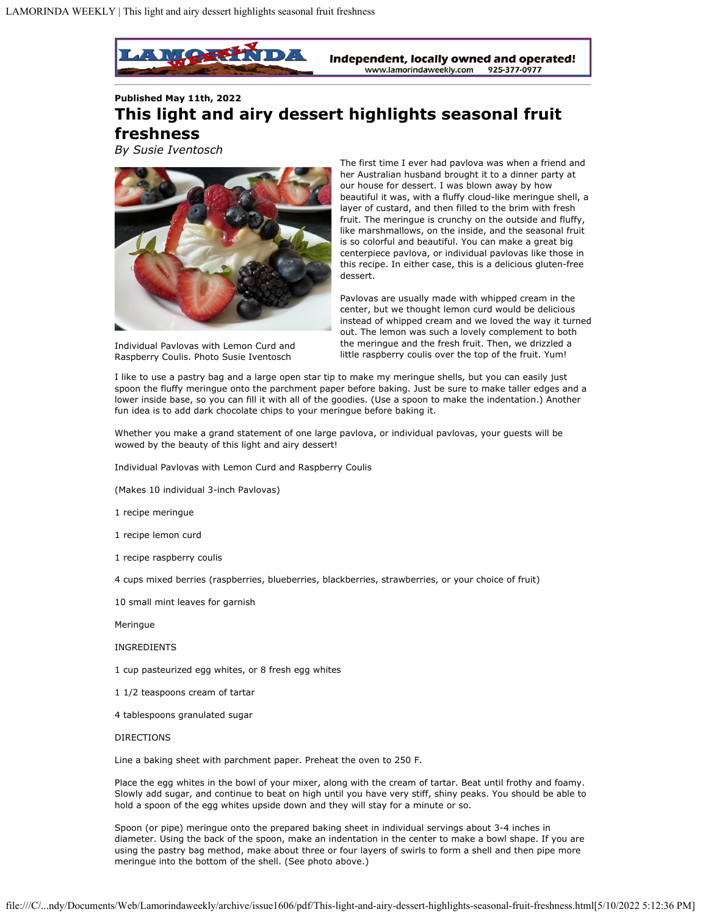**Published May 11th, 2022**

# This light and airy dessert highlights seasonal fruit freshness

*By Susie Iventosch*

Individual Pavlovas with Lemon Curd and Raspberry Coulis. Photo Susie Iventosch

The first time I ever had pavlova was when a friend and her Australian husband brought it to a dinner party at our house for dessert. I was blown away by how beautiful it was, with a fluffy cloud-like meringue shell, a layer of custard, and then filled to the brim with fresh fruit. The meringue is crunchy on the outside and fluffy, like marshmallows, on the inside, and the seasonal fruit is so colorful and beautiful. You can make a great big centerpiece pavlova, or individual pavlovas like those in this recipe. In either case, this is a delicious gluten-free dessert.

Pavlovas are usually made with whipped cream in the center, but we thought lemon curd would be delicious instead of whipped cream and we loved the way it turned out. The lemon was such a lovely complement to both the meringue and the fresh fruit. Then, we drizzled a little raspberry coulis over the top of the fruit. Yum!

I like to use a pastry bag and a large open star tip to make my meringue shells, but you can easily just spoon the fluffy meringue onto the parchment paper before baking. Just be sure to make taller edges and a lower inside base, so you can fill it with all of the goodies. (Use a spoon to make the indentation.) Another fun idea is to add dark chocolate chips to your meringue before baking it.

Whether you make a grand statement of one large pavlova, or individual pavlovas, your guests will be wowed by the beauty of this light and airy dessert!

Individual Pavlovas with Lemon Curd and Raspberry Coulis

(Makes 10 individual 3-inch Pavlovas)

1 recipe meringue

1 recipe lemon curd

1 recipe raspberry coulis

4 cups mixed berries (raspberries, blueberries, blackberries, strawberries, or your choice of fruit)

10 small mint leaves for garnish

Meringue

INGREDIENTS

1 cup pasteurized egg whites, or 8 fresh egg whites

1 1/2 teaspoons cream of tartar

4 tablespoons granulated sugar

DIRECTIONS

Line a baking sheet with parchment paper. Preheat the oven to 250 F.

Place the egg whites in the bowl of your mixer, along with the cream of tartar. Beat until frothy and foamy. Slowly add sugar, and continue to beat on high until you have very stiff, shiny peaks. You should be able to hold a spoon of the egg whites upside down and they will stay for a minute or so.

Spoon (or pipe) meringue onto the prepared baking sheet in individual servings about 3-4 inches in diameter. Using the back of the spoon, make an indentation in the center to make a bowl shape. If you are using the pastry bag method, make about three or four layers of swirls to form a shell and then pipe more meringue into the bottom of the shell. (See photo above.)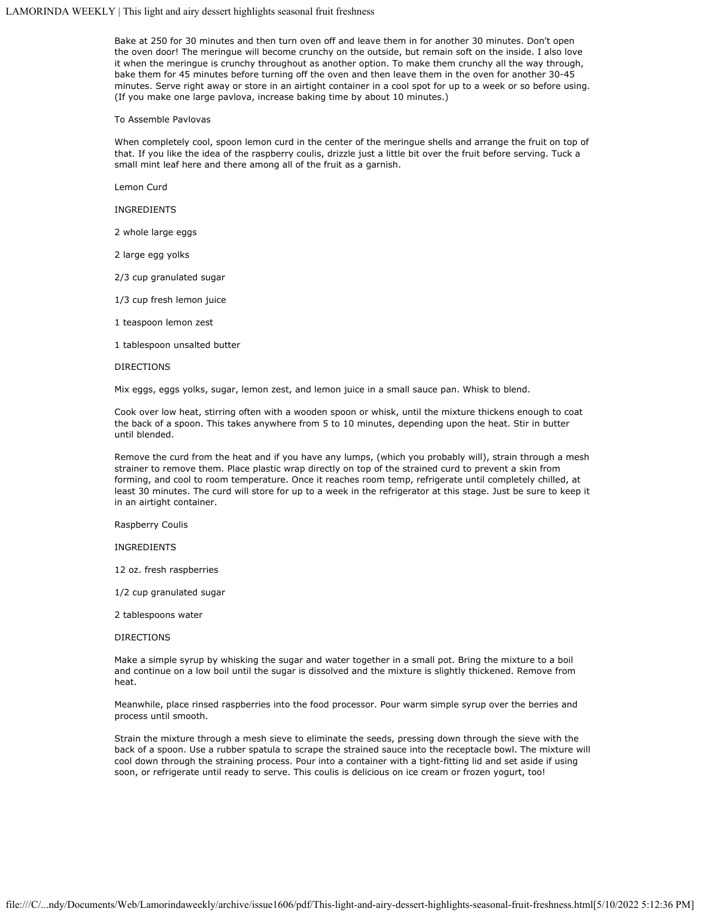Bake at 250 for 30 minutes and then turn oven off and leave them in for another 30 minutes. Don't open the oven door! The meringue will become crunchy on the outside, but remain soft on the inside. I also love it when the meringue is crunchy throughout as another option. To make them crunchy all the way through, bake them for 45 minutes before turning off the oven and then leave them in the oven for another 30-45 minutes. Serve right away or store in an airtight container in a cool spot for up to a week or so before using. (If you make one large pavlova, increase baking time by about 10 minutes.)

To Assemble Pavlovas

When completely cool, spoon lemon curd in the center of the meringue shells and arrange the fruit on top of that. If you like the idea of the raspberry coulis, drizzle just a little bit over the fruit before serving. Tuck a small mint leaf here and there among all of the fruit as a garnish.

Lemon Curd

INGREDIENTS

2 whole large eggs

2 large egg yolks

2/3 cup granulated sugar

1/3 cup fresh lemon juice

1 teaspoon lemon zest

1 tablespoon unsalted butter

DIRECTIONS

Mix eggs, eggs yolks, sugar, lemon zest, and lemon juice in a small sauce pan. Whisk to blend.

Cook over low heat, stirring often with a wooden spoon or whisk, until the mixture thickens enough to coat the back of a spoon. This takes anywhere from 5 to 10 minutes, depending upon the heat. Stir in butter until blended.

Remove the curd from the heat and if you have any lumps, (which you probably will), strain through a mesh strainer to remove them. Place plastic wrap directly on top of the strained curd to prevent a skin from forming, and cool to room temperature. Once it reaches room temp, refrigerate until completely chilled, at least 30 minutes. The curd will store for up to a week in the refrigerator at this stage. Just be sure to keep it in an airtight container.

Raspberry Coulis

INGREDIENTS

12 oz. fresh raspberries

1/2 cup granulated sugar

2 tablespoons water

DIRECTIONS

Make a simple syrup by whisking the sugar and water together in a small pot. Bring the mixture to a boil and continue on a low boil until the sugar is dissolved and the mixture is slightly thickened. Remove from heat.

Meanwhile, place rinsed raspberries into the food processor. Pour warm simple syrup over the berries and process until smooth.

Strain the mixture through a mesh sieve to eliminate the seeds, pressing down through the sieve with the back of a spoon. Use a rubber spatula to scrape the strained sauce into the receptacle bowl. The mixture will cool down through the straining process. Pour into a container with a tight-fitting lid and set aside if using soon, or refrigerate until ready to serve. This coulis is delicious on ice cream or frozen yogurt, too!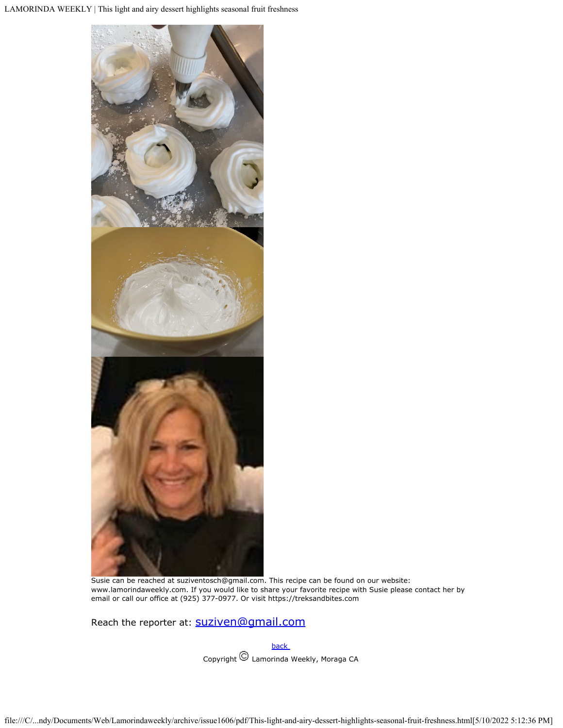Susie can be reached at suziventosch@gmail.com. This recipe can be found on our website: www.lamorindaweekly.com. If you would like to share your favorite recipe with Susie please contact her by email or call our office at (925) 377-0977. Or visit https://treksandbites.com

Reach the reporter at: [suziven@gmail.com](mailto:suziven@gmail.com)

[back](#)

Copyright © Lamorinda Weekly, Moraga CA